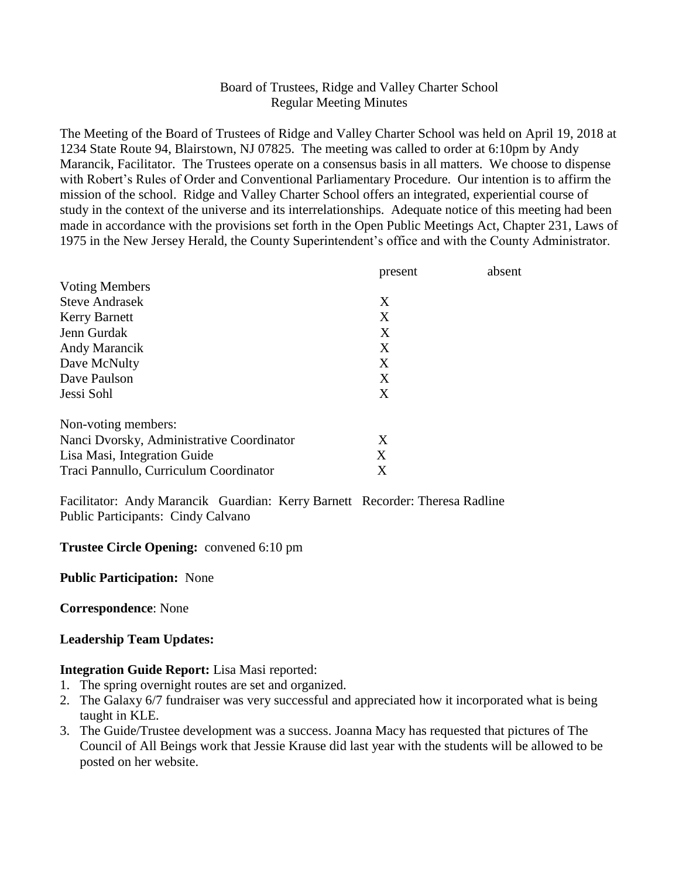Board of Trustees, Ridge and Valley Charter School
Regular Meeting Minutes

The Meeting of the Board of Trustees of Ridge and Valley Charter School was held on April 19, 2018 at 1234 State Route 94, Blairstown, NJ 07825. The meeting was called to order at 6:10pm by Andy Marancik, Facilitator. The Trustees operate on a consensus basis in all matters. We choose to dispense with Robert's Rules of Order and Conventional Parliamentary Procedure. Our intention is to affirm the mission of the school. Ridge and Valley Charter School offers an integrated, experiential course of study in the context of the universe and its interrelationships. Adequate notice of this meeting had been made in accordance with the provisions set forth in the Open Public Meetings Act, Chapter 231, Laws of 1975 in the New Jersey Herald, the County Superintendent's office and with the County Administrator.

| | present | absent |
|---|---|---|
| Voting Members | | |
| Steve Andrasek | X | |
| Kerry Barnett | X | |
| Jenn Gurdak | X | |
| Andy Marancik | X | |
| Dave McNulty | X | |
| Dave Paulson | X | |
| Jessi Sohl | X | |
| Non-voting members: | | |
| Nanci Dvorsky, Administrative Coordinator | X | |
| Lisa Masi, Integration Guide | X | |
| Traci Pannullo, Curriculum Coordinator | X | |

Facilitator: Andy Marancik Guardian: Kerry Barnett Recorder: Theresa Radline
Public Participants: Cindy Calvano

**Trustee Circle Opening:** convened 6:10 pm

**Public Participation:** None

**Correspondence**: None

**Leadership Team Updates:**

**Integration Guide Report:** Lisa Masi reported:

1. The spring overnight routes are set and organized.
2. The Galaxy 6/7 fundraiser was very successful and appreciated how it incorporated what is being taught in KLE.
3. The Guide/Trustee development was a success. Joanna Macy has requested that pictures of The Council of All Beings work that Jessie Krause did last year with the students will be allowed to be posted on her website.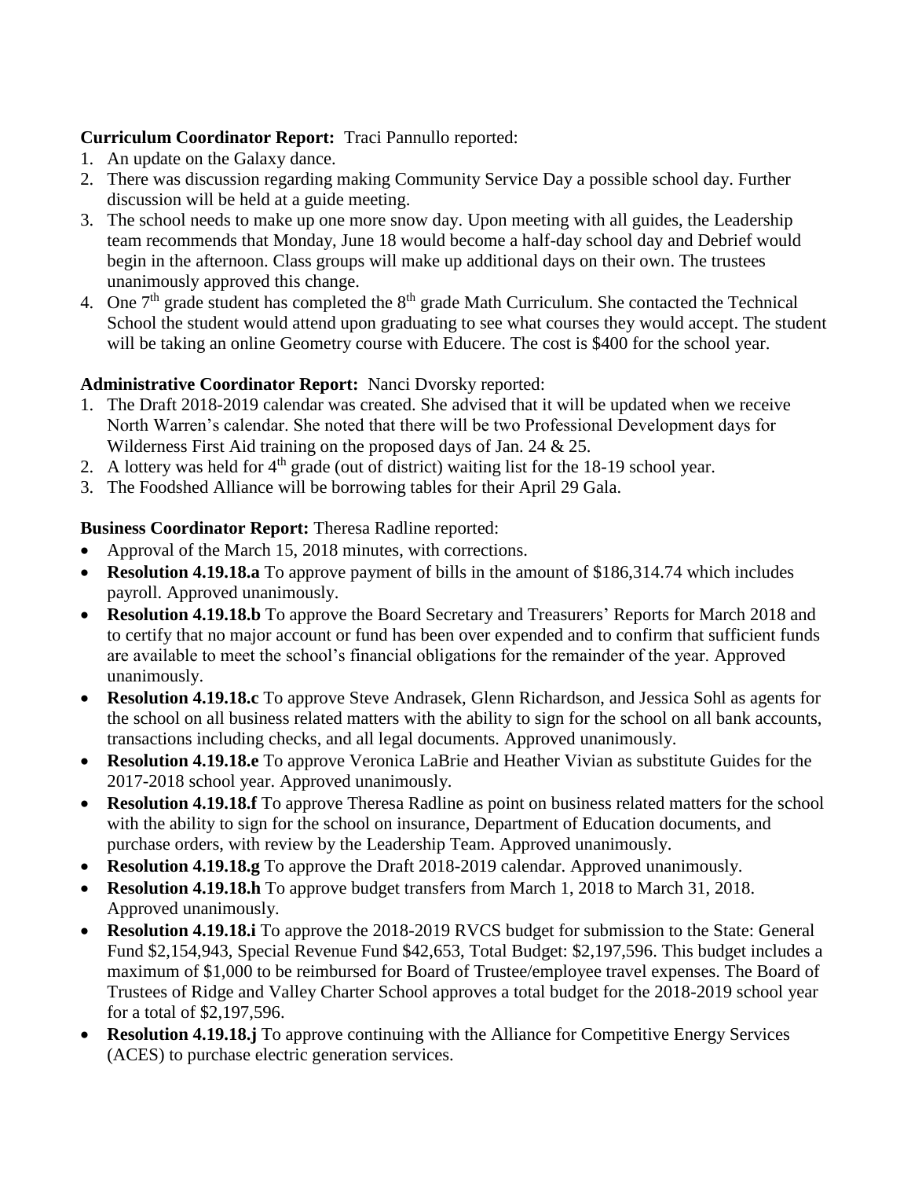**Curriculum Coordinator Report:** Traci Pannullo reported:

1. An update on the Galaxy dance.
2. There was discussion regarding making Community Service Day a possible school day. Further discussion will be held at a guide meeting.
3. The school needs to make up one more snow day. Upon meeting with all guides, the Leadership team recommends that Monday, June 18 would become a half-day school day and Debrief would begin in the afternoon. Class groups will make up additional days on their own. The trustees unanimously approved this change.
4. One 7th grade student has completed the 8th grade Math Curriculum. She contacted the Technical School the student would attend upon graduating to see what courses they would accept. The student will be taking an online Geometry course with Educere. The cost is $400 for the school year.

**Administrative Coordinator Report:** Nanci Dvorsky reported:

1. The Draft 2018-2019 calendar was created. She advised that it will be updated when we receive North Warren's calendar. She noted that there will be two Professional Development days for Wilderness First Aid training on the proposed days of Jan. 24 & 25.
2. A lottery was held for 4th grade (out of district) waiting list for the 18-19 school year.
3. The Foodshed Alliance will be borrowing tables for their April 29 Gala.

**Business Coordinator Report:** Theresa Radline reported:

- Approval of the March 15, 2018 minutes, with corrections.
- **Resolution 4.19.18.a** To approve payment of bills in the amount of $186,314.74 which includes payroll. Approved unanimously.
- **Resolution 4.19.18.b** To approve the Board Secretary and Treasurers' Reports for March 2018 and to certify that no major account or fund has been over expended and to confirm that sufficient funds are available to meet the school's financial obligations for the remainder of the year. Approved unanimously.
- **Resolution 4.19.18.c** To approve Steve Andrasek, Glenn Richardson, and Jessica Sohl as agents for the school on all business related matters with the ability to sign for the school on all bank accounts, transactions including checks, and all legal documents. Approved unanimously.
- **Resolution 4.19.18.e** To approve Veronica LaBrie and Heather Vivian as substitute Guides for the 2017-2018 school year. Approved unanimously.
- **Resolution 4.19.18.f** To approve Theresa Radline as point on business related matters for the school with the ability to sign for the school on insurance, Department of Education documents, and purchase orders, with review by the Leadership Team. Approved unanimously.
- **Resolution 4.19.18.g** To approve the Draft 2018-2019 calendar. Approved unanimously.
- **Resolution 4.19.18.h** To approve budget transfers from March 1, 2018 to March 31, 2018. Approved unanimously.
- **Resolution 4.19.18.i** To approve the 2018-2019 RVCS budget for submission to the State: General Fund $2,154,943, Special Revenue Fund $42,653, Total Budget: $2,197,596. This budget includes a maximum of $1,000 to be reimbursed for Board of Trustee/employee travel expenses. The Board of Trustees of Ridge and Valley Charter School approves a total budget for the 2018-2019 school year for a total of $2,197,596.
- **Resolution 4.19.18.j** To approve continuing with the Alliance for Competitive Energy Services (ACES) to purchase electric generation services.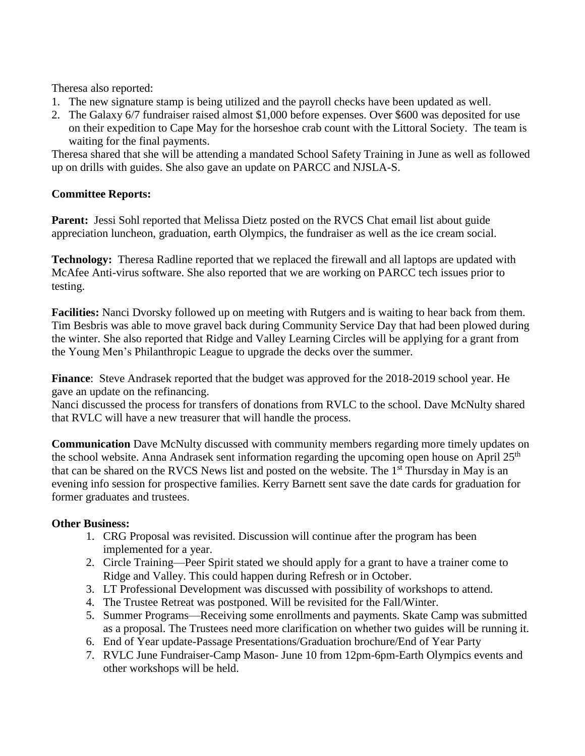Theresa also reported:

1. The new signature stamp is being utilized and the payroll checks have been updated as well.
2. The Galaxy 6/7 fundraiser raised almost $1,000 before expenses. Over $600 was deposited for use on their expedition to Cape May for the horseshoe crab count with the Littoral Society. The team is waiting for the final payments.

Theresa shared that she will be attending a mandated School Safety Training in June as well as followed up on drills with guides. She also gave an update on PARCC and NJSLA-S.

**Committee Reports:**

**Parent:** Jessi Sohl reported that Melissa Dietz posted on the RVCS Chat email list about guide appreciation luncheon, graduation, earth Olympics, the fundraiser as well as the ice cream social.

**Technology:** Theresa Radline reported that we replaced the firewall and all laptops are updated with McAfee Anti-virus software. She also reported that we are working on PARCC tech issues prior to testing.

**Facilities:** Nanci Dvorsky followed up on meeting with Rutgers and is waiting to hear back from them. Tim Besbris was able to move gravel back during Community Service Day that had been plowed during the winter. She also reported that Ridge and Valley Learning Circles will be applying for a grant from the Young Men's Philanthropic League to upgrade the decks over the summer.

**Finance**: Steve Andrasek reported that the budget was approved for the 2018-2019 school year. He gave an update on the refinancing.
Nanci discussed the process for transfers of donations from RVLC to the school. Dave McNulty shared that RVLC will have a new treasurer that will handle the process.

**Communication** Dave McNulty discussed with community members regarding more timely updates on the school website. Anna Andrasek sent information regarding the upcoming open house on April 25th that can be shared on the RVCS News list and posted on the website. The 1st Thursday in May is an evening info session for prospective families. Kerry Barnett sent save the date cards for graduation for former graduates and trustees.

**Other Business:**

1. CRG Proposal was revisited. Discussion will continue after the program has been implemented for a year.
2. Circle Training—Peer Spirit stated we should apply for a grant to have a trainer come to Ridge and Valley. This could happen during Refresh or in October.
3. LT Professional Development was discussed with possibility of workshops to attend.
4. The Trustee Retreat was postponed. Will be revisited for the Fall/Winter.
5. Summer Programs—Receiving some enrollments and payments. Skate Camp was submitted as a proposal. The Trustees need more clarification on whether two guides will be running it.
6. End of Year update-Passage Presentations/Graduation brochure/End of Year Party
7. RVLC June Fundraiser-Camp Mason- June 10 from 12pm-6pm-Earth Olympics events and other workshops will be held.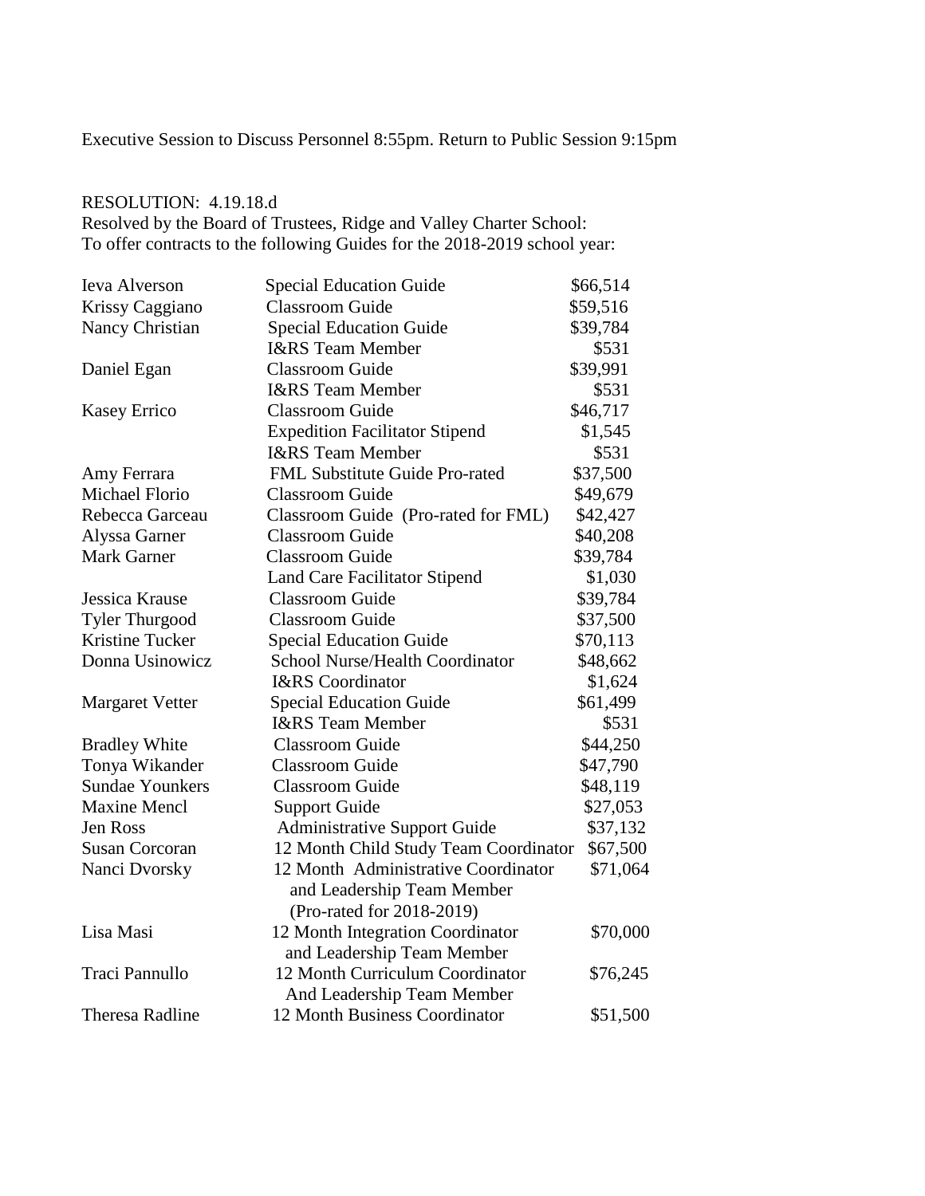Executive Session to Discuss Personnel 8:55pm. Return to Public Session 9:15pm

RESOLUTION: 4.19.18.d
Resolved by the Board of Trustees, Ridge and Valley Charter School:
To offer contracts to the following Guides for the 2018-2019 school year:

| | | |
|---|---|---|
| Ieva Alverson | Special Education Guide | $66,514 |
| Krissy Caggiano | Classroom Guide | $59,516 |
| Nancy Christian | Special Education Guide | $39,784 |
| | I&RS Team Member | $531 |
| Daniel Egan | Classroom Guide | $39,991 |
| | I&RS Team Member | $531 |
| Kasey Errico | Classroom Guide | $46,717 |
| | Expedition Facilitator Stipend | $1,545 |
| | I&RS Team Member | $531 |
| Amy Ferrara | FML Substitute Guide Pro-rated | $37,500 |
| Michael Florio | Classroom Guide | $49,679 |
| Rebecca Garceau | Classroom Guide (Pro-rated for FML) | $42,427 |
| Alyssa Garner | Classroom Guide | $40,208 |
| Mark Garner | Classroom Guide | $39,784 |
| | Land Care Facilitator Stipend | $1,030 |
| Jessica Krause | Classroom Guide | $39,784 |
| Tyler Thurgood | Classroom Guide | $37,500 |
| Kristine Tucker | Special Education Guide | $70,113 |
| Donna Usinowicz | School Nurse/Health Coordinator | $48,662 |
| | I&RS Coordinator | $1,624 |
| Margaret Vetter | Special Education Guide | $61,499 |
| | I&RS Team Member | $531 |
| Bradley White | Classroom Guide | $44,250 |
| Tonya Wikander | Classroom Guide | $47,790 |
| Sundae Younkers | Classroom Guide | $48,119 |
| Maxine Mencl | Support Guide | $27,053 |
| Jen Ross | Administrative Support Guide | $37,132 |
| Susan Corcoran | 12 Month Child Study Team Coordinator | $67,500 |
| Nanci Dvorsky | 12 Month Administrative Coordinator and Leadership Team Member (Pro-rated for 2018-2019) | $71,064 |
| Lisa Masi | 12 Month Integration Coordinator and Leadership Team Member | $70,000 |
| Traci Pannullo | 12 Month Curriculum Coordinator And Leadership Team Member | $76,245 |
| Theresa Radline | 12 Month Business Coordinator | $51,500 |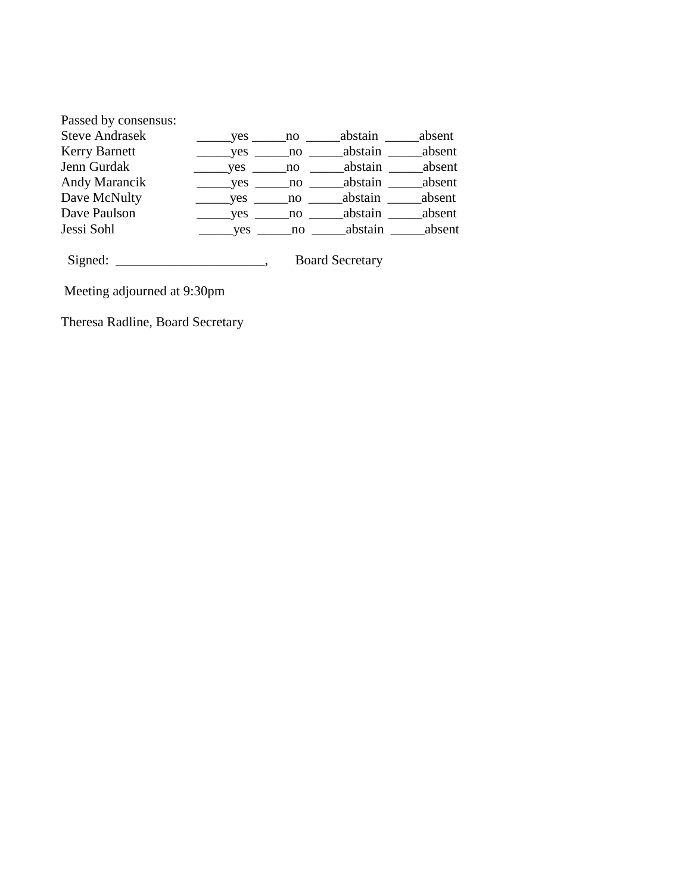Passed by consensus:

| | | | | |
|---|---|---|---|---|
| Steve Andrasek | _____yes | _____no | _____abstain | _____absent |
| Kerry Barnett | _____yes | _____no | _____abstain | _____absent |
| Jenn Gurdak | _____yes | _____no | _____abstain | _____absent |
| Andy Marancik | _____yes | _____no | _____abstain | _____absent |
| Dave McNulty | _____yes | _____no | _____abstain | _____absent |
| Dave Paulson | _____yes | _____no | _____abstain | _____absent |
| Jessi Sohl | _____yes | _____no | _____abstain | _____absent |

Signed: ______________________, Board Secretary

Meeting adjourned at 9:30pm

Theresa Radline, Board Secretary